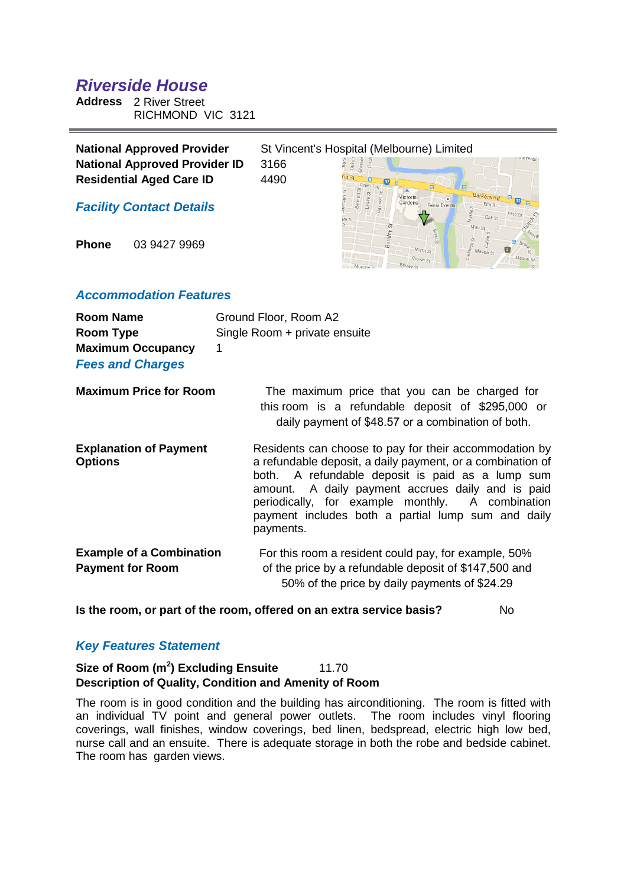# *Riverside House*

**Address** 2 River Street
RICHMOND VIC 3121

---

| | |
|---|---|
| **National Approved Provider** | St Vincent's Hospital (Melbourne) Limited |
| **National Approved Provider ID** | 3166 |
| **Residential Aged Care ID** | 4490 |

## *Facility Contact Details*

**Phone** 03 9427 9969

## *Accommodation Features*

| | |
|---|---|
| **Room Name** | Ground Floor, Room A2 |
| **Room Type** | Single Room + private ensuite |
| **Maximum Occupancy** | 1 |

## *Fees and Charges*

| | |
|---|---|
| **Maximum Price for Room** | The maximum price that you can be charged for this room is a refundable deposit of $295,000 or daily payment of $48.57 or a combination of both. |
| **Explanation of Payment Options** | Residents can choose to pay for their accommodation by a refundable deposit, a daily payment, or a combination of both. A refundable deposit is paid as a lump sum amount. A daily payment accrues daily and is paid periodically, for example monthly. A combination payment includes both a partial lump sum and daily payments. |
| **Example of a Combination Payment for Room** | For this room a resident could pay, for example, 50% of the price by a refundable deposit of $147,500 and 50% of the price by daily payments of $24.29 |

**Is the room, or part of the room, offered on an extra service basis?** No

## *Key Features Statement*

**Size of Room ($m^2$) Excluding Ensuite** 11.70

**Description of Quality, Condition and Amenity of Room**

The room is in good condition and the building has airconditioning. The room is fitted with an individual TV point and general power outlets. The room includes vinyl flooring coverings, wall finishes, window coverings, bed linen, bedspread, electric high low bed, nurse call and an ensuite. There is adequate storage in both the robe and bedside cabinet. The room has garden views.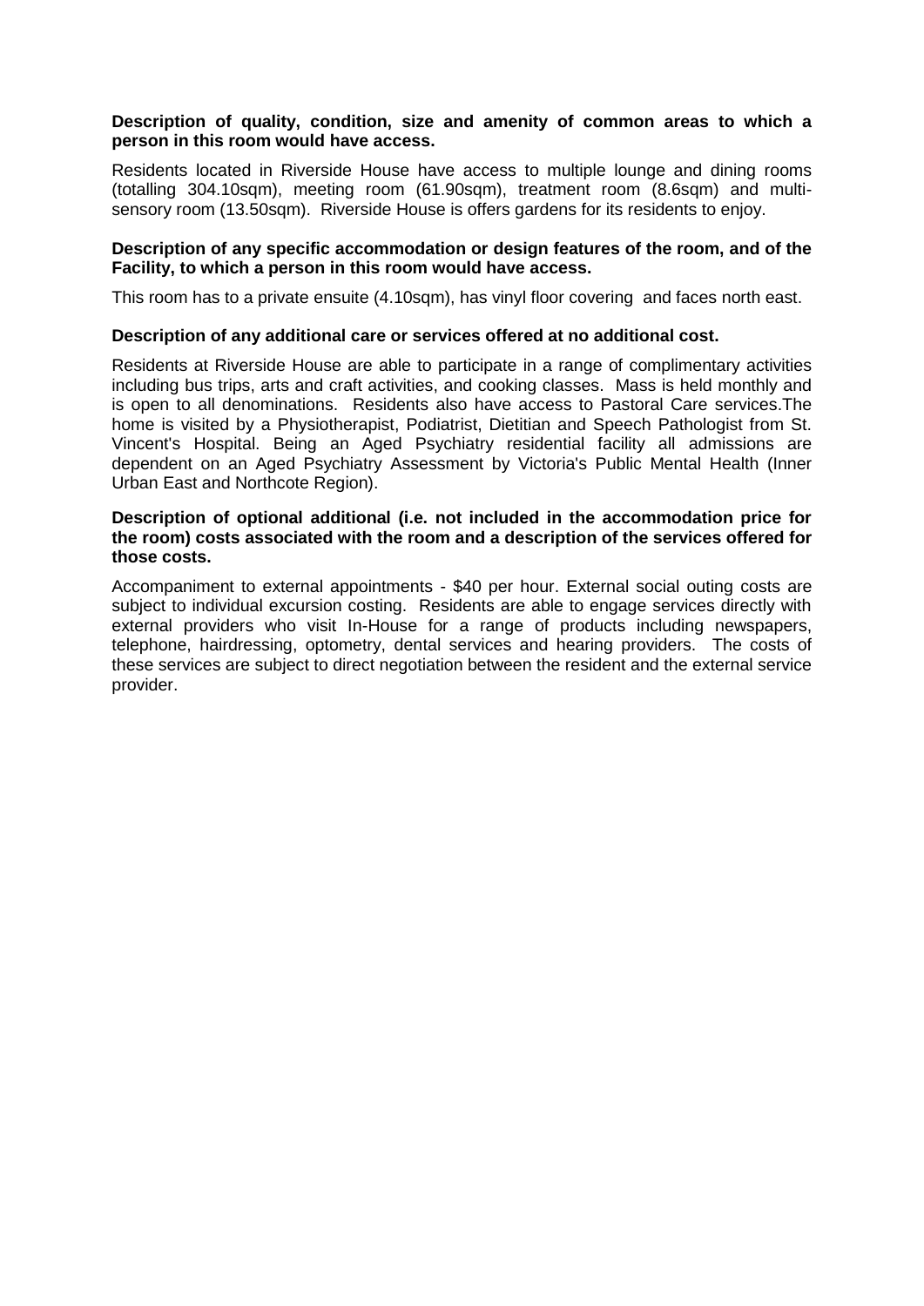**Description of quality, condition, size and amenity of common areas to which a person in this room would have access.**

Residents located in Riverside House have access to multiple lounge and dining rooms (totalling 304.10sqm), meeting room (61.90sqm), treatment room (8.6sqm) and multi-sensory room (13.50sqm). Riverside House is offers gardens for its residents to enjoy.

**Description of any specific accommodation or design features of the room, and of the Facility, to which a person in this room would have access.**

This room has to a private ensuite (4.10sqm), has vinyl floor covering and faces north east.

**Description of any additional care or services offered at no additional cost.**

Residents at Riverside House are able to participate in a range of complimentary activities including bus trips, arts and craft activities, and cooking classes. Mass is held monthly and is open to all denominations. Residents also have access to Pastoral Care services.The home is visited by a Physiotherapist, Podiatrist, Dietitian and Speech Pathologist from St. Vincent's Hospital. Being an Aged Psychiatry residential facility all admissions are dependent on an Aged Psychiatry Assessment by Victoria's Public Mental Health (Inner Urban East and Northcote Region).

**Description of optional additional (i.e. not included in the accommodation price for the room) costs associated with the room and a description of the services offered for those costs.**

Accompaniment to external appointments - $40 per hour. External social outing costs are subject to individual excursion costing. Residents are able to engage services directly with external providers who visit In-House for a range of products including newspapers, telephone, hairdressing, optometry, dental services and hearing providers. The costs of these services are subject to direct negotiation between the resident and the external service provider.